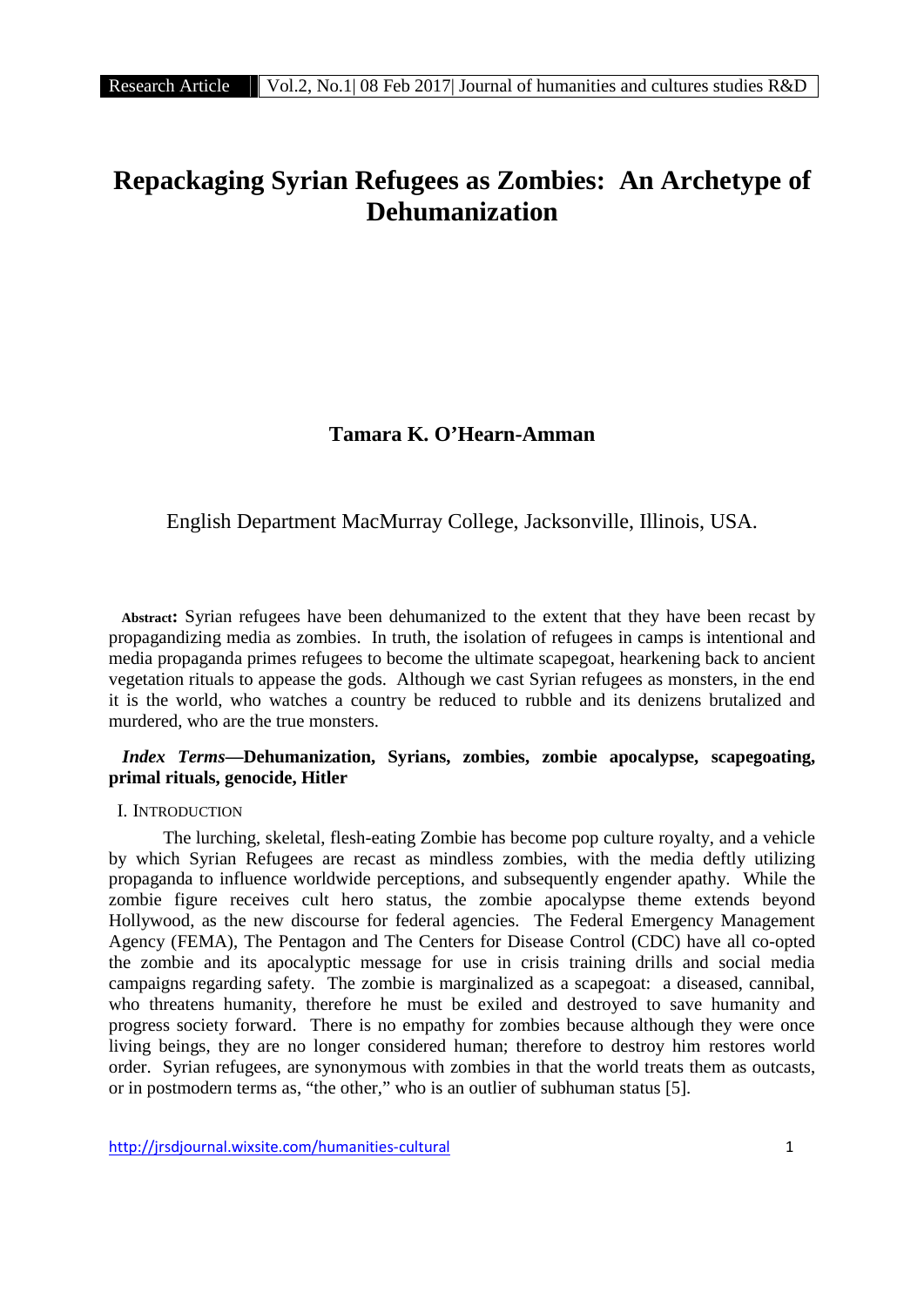# Repackaging Syrian Refugees as Zombies: An Archetype of Dehumanization

**Tamara K. O'Hearn-Amman**

English Department MacMurray College, Jacksonville, Illinois, USA.

**Abstract:** Syrian refugees have been dehumanized to the extent that they have been recast by propagandizing media as zombies. In truth, the isolation of refugees in camps is intentional and media propaganda primes refugees to become the ultimate scapegoat, hearkening back to ancient vegetation rituals to appease the gods. Although we cast Syrian refugees as monsters, in the end it is the world, who watches a country be reduced to rubble and its denizens brutalized and murdered, who are the true monsters.

***Index Terms*—Dehumanization, Syrians, zombies, zombie apocalypse, scapegoating, primal rituals, genocide, Hitler**

## I. Introduction

The lurching, skeletal, flesh-eating Zombie has become pop culture royalty, and a vehicle by which Syrian Refugees are recast as mindless zombies, with the media deftly utilizing propaganda to influence worldwide perceptions, and subsequently engender apathy. While the zombie figure receives cult hero status, the zombie apocalypse theme extends beyond Hollywood, as the new discourse for federal agencies. The Federal Emergency Management Agency (FEMA), The Pentagon and The Centers for Disease Control (CDC) have all co-opted the zombie and its apocalyptic message for use in crisis training drills and social media campaigns regarding safety. The zombie is marginalized as a scapegoat: a diseased, cannibal, who threatens humanity, therefore he must be exiled and destroyed to save humanity and progress society forward. There is no empathy for zombies because although they were once living beings, they are no longer considered human; therefore to destroy him restores world order. Syrian refugees, are synonymous with zombies in that the world treats them as outcasts, or in postmodern terms as, "the other," who is an outlier of subhuman status [5].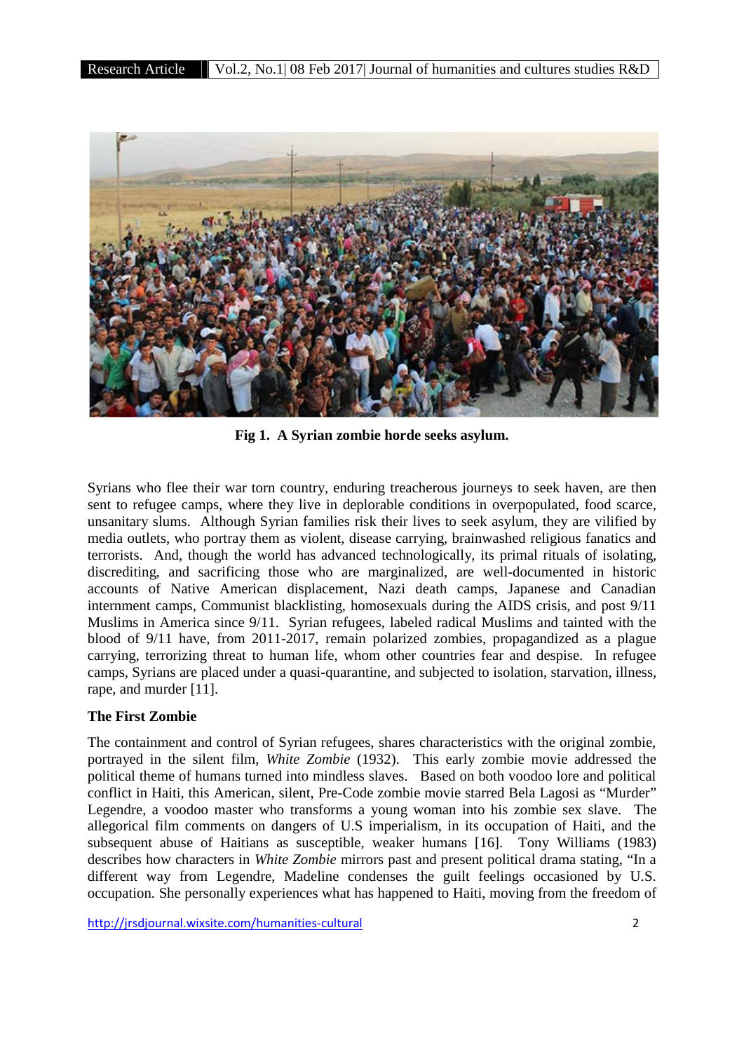**Fig 1. A Syrian zombie horde seeks asylum.**

Syrians who flee their war torn country, enduring treacherous journeys to seek haven, are then sent to refugee camps, where they live in deplorable conditions in overpopulated, food scarce, unsanitary slums. Although Syrian families risk their lives to seek asylum, they are vilified by media outlets, who portray them as violent, disease carrying, brainwashed religious fanatics and terrorists. And, though the world has advanced technologically, its primal rituals of isolating, discrediting, and sacrificing those who are marginalized, are well-documented in historic accounts of Native American displacement, Nazi death camps, Japanese and Canadian internment camps, Communist blacklisting, homosexuals during the AIDS crisis, and post 9/11 Muslims in America since 9/11. Syrian refugees, labeled radical Muslims and tainted with the blood of 9/11 have, from 2011-2017, remain polarized zombies, propagandized as a plague carrying, terrorizing threat to human life, whom other countries fear and despise. In refugee camps, Syrians are placed under a quasi-quarantine, and subjected to isolation, starvation, illness, rape, and murder [11].

**The First Zombie**

The containment and control of Syrian refugees, shares characteristics with the original zombie, portrayed in the silent film, *White Zombie* (1932). This early zombie movie addressed the political theme of humans turned into mindless slaves. Based on both voodoo lore and political conflict in Haiti, this American, silent, Pre-Code zombie movie starred Bela Lagosi as "Murder" Legendre, a voodoo master who transforms a young woman into his zombie sex slave. The allegorical film comments on dangers of U.S imperialism, in its occupation of Haiti, and the subsequent abuse of Haitians as susceptible, weaker humans [16]. Tony Williams (1983) describes how characters in *White Zombie* mirrors past and present political drama stating, "In a different way from Legendre, Madeline condenses the guilt feelings occasioned by U.S. occupation. She personally experiences what has happened to Haiti, moving from the freedom of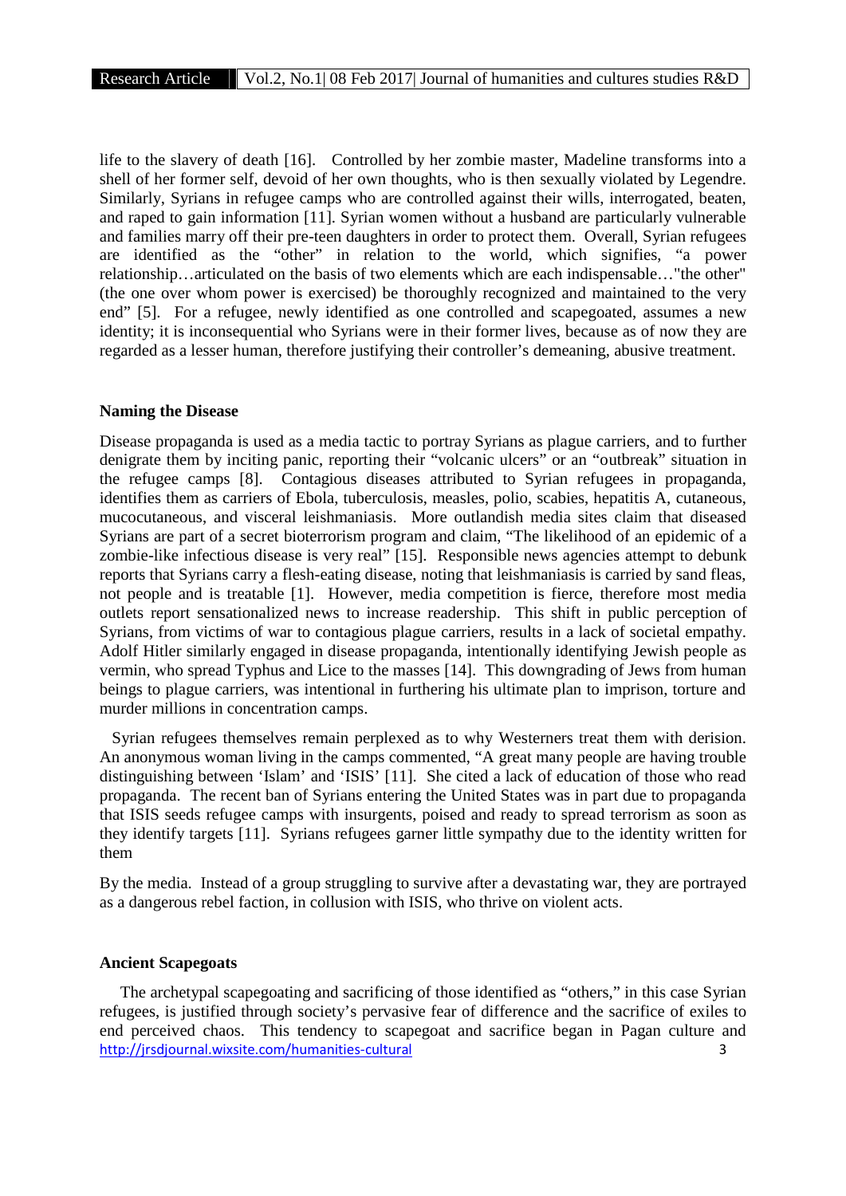life to the slavery of death [16]. Controlled by her zombie master, Madeline transforms into a shell of her former self, devoid of her own thoughts, who is then sexually violated by Legendre. Similarly, Syrians in refugee camps who are controlled against their wills, interrogated, beaten, and raped to gain information [11]. Syrian women without a husband are particularly vulnerable and families marry off their pre-teen daughters in order to protect them. Overall, Syrian refugees are identified as the "other" in relation to the world, which signifies, "a power relationship…articulated on the basis of two elements which are each indispensable…"the other" (the one over whom power is exercised) be thoroughly recognized and maintained to the very end" [5]. For a refugee, newly identified as one controlled and scapegoated, assumes a new identity; it is inconsequential who Syrians were in their former lives, because as of now they are regarded as a lesser human, therefore justifying their controller's demeaning, abusive treatment.

## Naming the Disease

Disease propaganda is used as a media tactic to portray Syrians as plague carriers, and to further denigrate them by inciting panic, reporting their "volcanic ulcers" or an "outbreak" situation in the refugee camps [8]. Contagious diseases attributed to Syrian refugees in propaganda, identifies them as carriers of Ebola, tuberculosis, measles, polio, scabies, hepatitis A, cutaneous, mucocutaneous, and visceral leishmaniasis. More outlandish media sites claim that diseased Syrians are part of a secret bioterrorism program and claim, "The likelihood of an epidemic of a zombie-like infectious disease is very real" [15]. Responsible news agencies attempt to debunk reports that Syrians carry a flesh-eating disease, noting that leishmaniasis is carried by sand fleas, not people and is treatable [1]. However, media competition is fierce, therefore most media outlets report sensationalized news to increase readership. This shift in public perception of Syrians, from victims of war to contagious plague carriers, results in a lack of societal empathy. Adolf Hitler similarly engaged in disease propaganda, intentionally identifying Jewish people as vermin, who spread Typhus and Lice to the masses [14]. This downgrading of Jews from human beings to plague carriers, was intentional in furthering his ultimate plan to imprison, torture and murder millions in concentration camps.

Syrian refugees themselves remain perplexed as to why Westerners treat them with derision. An anonymous woman living in the camps commented, "A great many people are having trouble distinguishing between 'Islam' and 'ISIS' [11]. She cited a lack of education of those who read propaganda. The recent ban of Syrians entering the United States was in part due to propaganda that ISIS seeds refugee camps with insurgents, poised and ready to spread terrorism as soon as they identify targets [11]. Syrians refugees garner little sympathy due to the identity written for them

By the media. Instead of a group struggling to survive after a devastating war, they are portrayed as a dangerous rebel faction, in collusion with ISIS, who thrive on violent acts.

## Ancient Scapegoats

The archetypal scapegoating and sacrificing of those identified as "others," in this case Syrian refugees, is justified through society's pervasive fear of difference and the sacrifice of exiles to end perceived chaos. This tendency to scapegoat and sacrifice began in Pagan culture and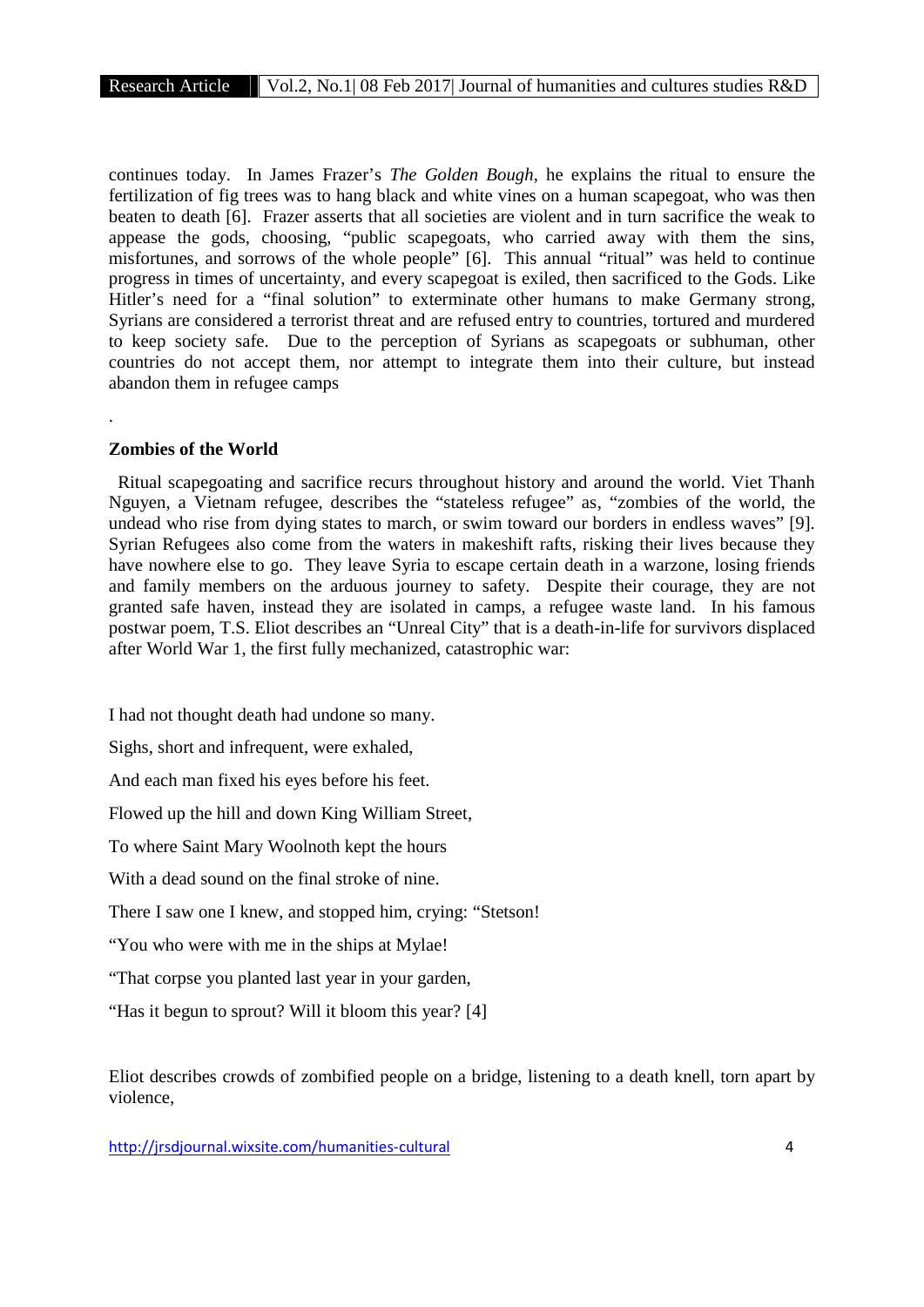continues today. In James Frazer's *The Golden Bough*, he explains the ritual to ensure the fertilization of fig trees was to hang black and white vines on a human scapegoat, who was then beaten to death [6]. Frazer asserts that all societies are violent and in turn sacrifice the weak to appease the gods, choosing, "public scapegoats, who carried away with them the sins, misfortunes, and sorrows of the whole people" [6]. This annual "ritual" was held to continue progress in times of uncertainty, and every scapegoat is exiled, then sacrificed to the Gods. Like Hitler's need for a "final solution" to exterminate other humans to make Germany strong, Syrians are considered a terrorist threat and are refused entry to countries, tortured and murdered to keep society safe. Due to the perception of Syrians as scapegoats or subhuman, other countries do not accept them, nor attempt to integrate them into their culture, but instead abandon them in refugee camps

.

**Zombies of the World**

Ritual scapegoating and sacrifice recurs throughout history and around the world. Viet Thanh Nguyen, a Vietnam refugee, describes the "stateless refugee" as, "zombies of the world, the undead who rise from dying states to march, or swim toward our borders in endless waves" [9]. Syrian Refugees also come from the waters in makeshift rafts, risking their lives because they have nowhere else to go. They leave Syria to escape certain death in a warzone, losing friends and family members on the arduous journey to safety. Despite their courage, they are not granted safe haven, instead they are isolated in camps, a refugee waste land. In his famous postwar poem, T.S. Eliot describes an "Unreal City" that is a death-in-life for survivors displaced after World War 1, the first fully mechanized, catastrophic war:

I had not thought death had undone so many.

Sighs, short and infrequent, were exhaled,

And each man fixed his eyes before his feet.

Flowed up the hill and down King William Street,

To where Saint Mary Woolnoth kept the hours

With a dead sound on the final stroke of nine.

There I saw one I knew, and stopped him, crying: "Stetson!

"You who were with me in the ships at Mylae!

"That corpse you planted last year in your garden,

"Has it begun to sprout? Will it bloom this year? [4]

Eliot describes crowds of zombified people on a bridge, listening to a death knell, torn apart by violence,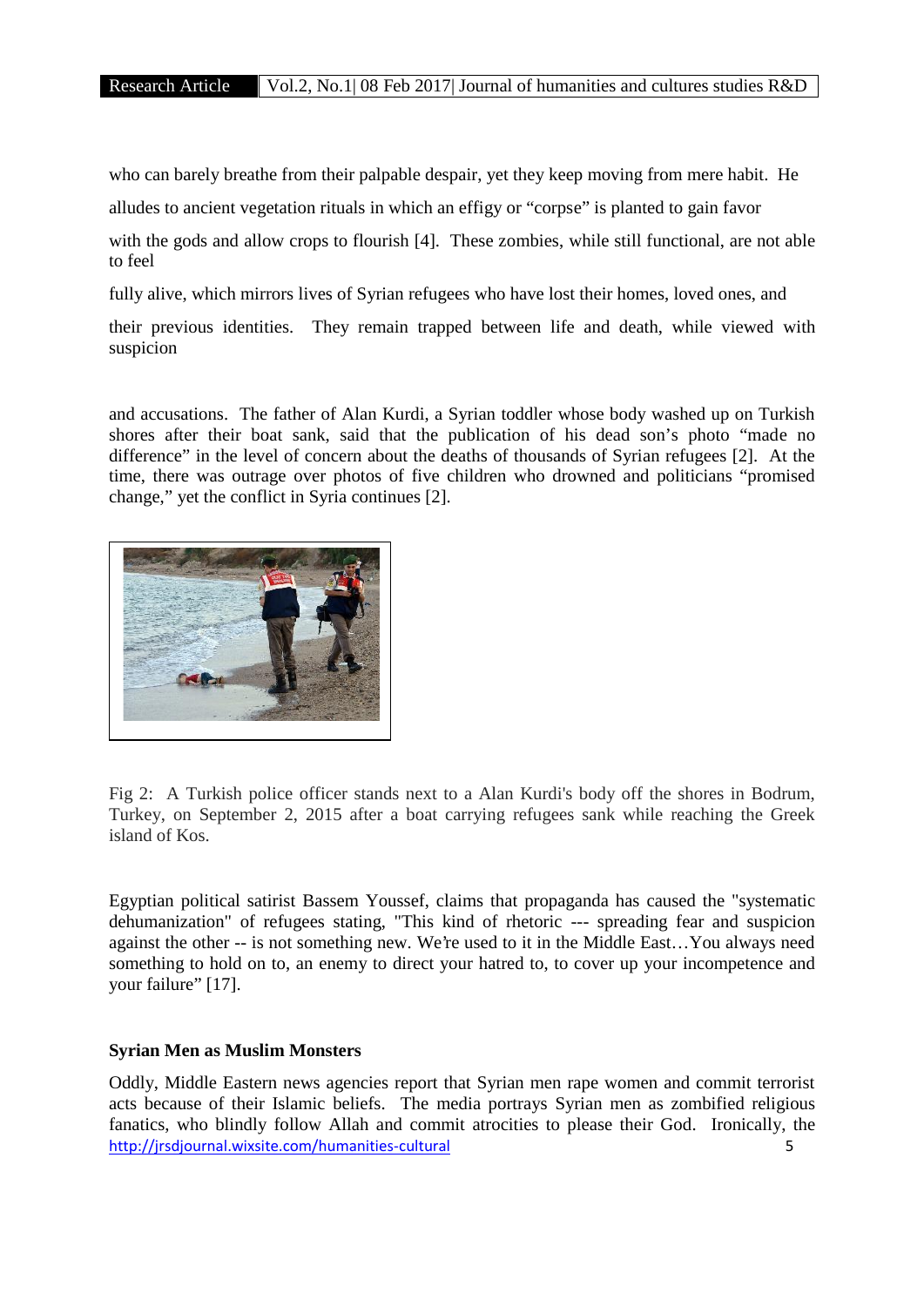who can barely breathe from their palpable despair, yet they keep moving from mere habit. He alludes to ancient vegetation rituals in which an effigy or "corpse" is planted to gain favor with the gods and allow crops to flourish [4]. These zombies, while still functional, are not able to feel fully alive, which mirrors lives of Syrian refugees who have lost their homes, loved ones, and their previous identities. They remain trapped between life and death, while viewed with suspicion and accusations. The father of Alan Kurdi, a Syrian toddler whose body washed up on Turkish shores after their boat sank, said that the publication of his dead son's photo "made no difference" in the level of concern about the deaths of thousands of Syrian refugees [2]. At the time, there was outrage over photos of five children who drowned and politicians "promised change," yet the conflict in Syria continues [2].

Fig 2: A Turkish police officer stands next to a Alan Kurdi's body off the shores in Bodrum, Turkey, on September 2, 2015 after a boat carrying refugees sank while reaching the Greek island of Kos.

Egyptian political satirist Bassem Youssef, claims that propaganda has caused the "systematic dehumanization" of refugees stating, "This kind of rhetoric --- spreading fear and suspicion against the other -- is not something new. We're used to it in the Middle East…You always need something to hold on to, an enemy to direct your hatred to, to cover up your incompetence and your failure" [17].

**Syrian Men as Muslim Monsters**

Oddly, Middle Eastern news agencies report that Syrian men rape women and commit terrorist acts because of their Islamic beliefs. The media portrays Syrian men as zombified religious fanatics, who blindly follow Allah and commit atrocities to please their God. Ironically, the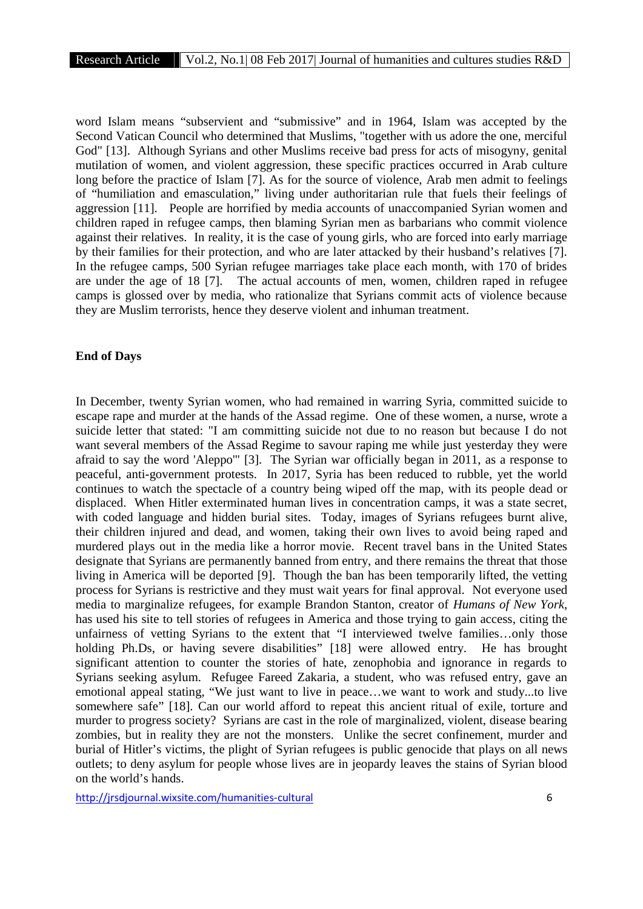word Islam means "subservient and "submissive" and in 1964, Islam was accepted by the Second Vatican Council who determined that Muslims, "together with us adore the one, merciful God" [13]. Although Syrians and other Muslims receive bad press for acts of misogyny, genital mutilation of women, and violent aggression, these specific practices occurred in Arab culture long before the practice of Islam [7]. As for the source of violence, Arab men admit to feelings of "humiliation and emasculation," living under authoritarian rule that fuels their feelings of aggression [11]. People are horrified by media accounts of unaccompanied Syrian women and children raped in refugee camps, then blaming Syrian men as barbarians who commit violence against their relatives. In reality, it is the case of young girls, who are forced into early marriage by their families for their protection, and who are later attacked by their husband's relatives [7]. In the refugee camps, 500 Syrian refugee marriages take place each month, with 170 of brides are under the age of 18 [7]. The actual accounts of men, women, children raped in refugee camps is glossed over by media, who rationalize that Syrians commit acts of violence because they are Muslim terrorists, hence they deserve violent and inhuman treatment.

**End of Days**

In December, twenty Syrian women, who had remained in warring Syria, committed suicide to escape rape and murder at the hands of the Assad regime. One of these women, a nurse, wrote a suicide letter that stated: "I am committing suicide not due to no reason but because I do not want several members of the Assad Regime to savour raping me while just yesterday they were afraid to say the word 'Aleppo'" [3]. The Syrian war officially began in 2011, as a response to peaceful, anti-government protests. In 2017, Syria has been reduced to rubble, yet the world continues to watch the spectacle of a country being wiped off the map, with its people dead or displaced. When Hitler exterminated human lives in concentration camps, it was a state secret, with coded language and hidden burial sites. Today, images of Syrians refugees burnt alive, their children injured and dead, and women, taking their own lives to avoid being raped and murdered plays out in the media like a horror movie. Recent travel bans in the United States designate that Syrians are permanently banned from entry, and there remains the threat that those living in America will be deported [9]. Though the ban has been temporarily lifted, the vetting process for Syrians is restrictive and they must wait years for final approval. Not everyone used media to marginalize refugees, for example Brandon Stanton, creator of *Humans of New York*, has used his site to tell stories of refugees in America and those trying to gain access, citing the unfairness of vetting Syrians to the extent that "I interviewed twelve families…only those holding Ph.Ds, or having severe disabilities" [18] were allowed entry. He has brought significant attention to counter the stories of hate, zenophobia and ignorance in regards to Syrians seeking asylum. Refugee Fareed Zakaria, a student, who was refused entry, gave an emotional appeal stating, "We just want to live in peace…we want to work and study...to live somewhere safe" [18]. Can our world afford to repeat this ancient ritual of exile, torture and murder to progress society? Syrians are cast in the role of marginalized, violent, disease bearing zombies, but in reality they are not the monsters. Unlike the secret confinement, murder and burial of Hitler's victims, the plight of Syrian refugees is public genocide that plays on all news outlets; to deny asylum for people whose lives are in jeopardy leaves the stains of Syrian blood on the world's hands.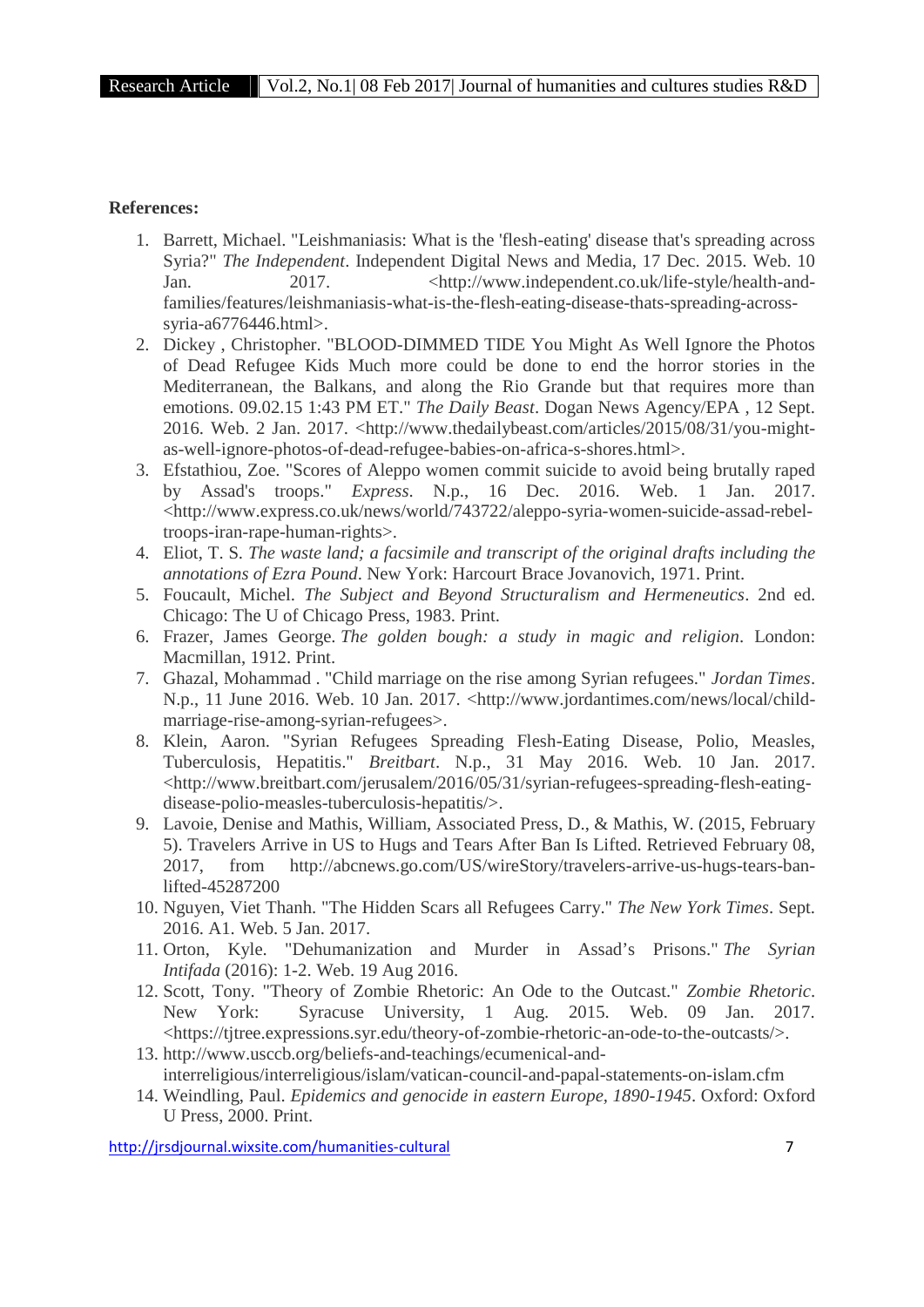**References:**

1. Barrett, Michael. "Leishmaniasis: What is the 'flesh-eating' disease that's spreading across Syria?" *The Independent*. Independent Digital News and Media, 17 Dec. 2015. Web. 10 Jan. 2017. <http://www.independent.co.uk/life-style/health-and-families/features/leishmaniasis-what-is-the-flesh-eating-disease-thats-spreading-across-syria-a6776446.html>.
2. Dickey , Christopher. "BLOOD-DIMMED TIDE You Might As Well Ignore the Photos of Dead Refugee Kids Much more could be done to end the horror stories in the Mediterranean, the Balkans, and along the Rio Grande but that requires more than emotions. 09.02.15 1:43 PM ET." *The Daily Beast*. Dogan News Agency/EPA , 12 Sept. 2016. Web. 2 Jan. 2017. <http://www.thedailybeast.com/articles/2015/08/31/you-might-as-well-ignore-photos-of-dead-refugee-babies-on-africa-s-shores.html>.
3. Efstathiou, Zoe. "Scores of Aleppo women commit suicide to avoid being brutally raped by Assad's troops." *Express*. N.p., 16 Dec. 2016. Web. 1 Jan. 2017. <http://www.express.co.uk/news/world/743722/aleppo-syria-women-suicide-assad-rebel-troops-iran-rape-human-rights>.
4. Eliot, T. S. *The waste land; a facsimile and transcript of the original drafts including the annotations of Ezra Pound*. New York: Harcourt Brace Jovanovich, 1971. Print.
5. Foucault, Michel. *The Subject and Beyond Structuralism and Hermeneutics*. 2nd ed. Chicago: The U of Chicago Press, 1983. Print.
6. Frazer, James George. *The golden bough: a study in magic and religion*. London: Macmillan, 1912. Print.
7. Ghazal, Mohammad . "Child marriage on the rise among Syrian refugees." *Jordan Times*. N.p., 11 June 2016. Web. 10 Jan. 2017. <http://www.jordantimes.com/news/local/child-marriage-rise-among-syrian-refugees>.
8. Klein, Aaron. "Syrian Refugees Spreading Flesh-Eating Disease, Polio, Measles, Tuberculosis, Hepatitis." *Breitbart*. N.p., 31 May 2016. Web. 10 Jan. 2017. <http://www.breitbart.com/jerusalem/2016/05/31/syrian-refugees-spreading-flesh-eating-disease-polio-measles-tuberculosis-hepatitis/>.
9. Lavoie, Denise and Mathis, William, Associated Press, D., & Mathis, W. (2015, February 5). Travelers Arrive in US to Hugs and Tears After Ban Is Lifted. Retrieved February 08, 2017, from http://abcnews.go.com/US/wireStory/travelers-arrive-us-hugs-tears-ban-lifted-45287200
10. Nguyen, Viet Thanh. "The Hidden Scars all Refugees Carry." *The New York Times*. Sept. 2016. A1. Web. 5 Jan. 2017.
11. Orton, Kyle. "Dehumanization and Murder in Assad's Prisons." *The Syrian Intifada* (2016): 1-2. Web. 19 Aug 2016.
12. Scott, Tony. "Theory of Zombie Rhetoric: An Ode to the Outcast." *Zombie Rhetoric*. New York: Syracuse University, 1 Aug. 2015. Web. 09 Jan. 2017. <https://tjtree.expressions.syr.edu/theory-of-zombie-rhetoric-an-ode-to-the-outcasts/>.
13. http://www.usccb.org/beliefs-and-teachings/ecumenical-and-interreligious/interreligious/islam/vatican-council-and-papal-statements-on-islam.cfm
14. Weindling, Paul. *Epidemics and genocide in eastern Europe, 1890-1945*. Oxford: Oxford U Press, 2000. Print.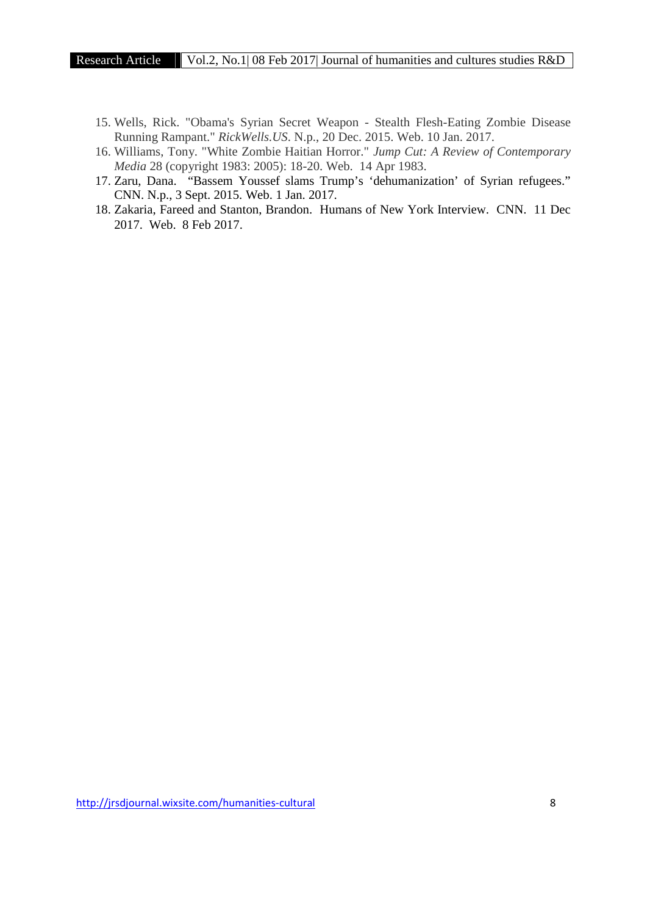15. Wells, Rick. "Obama's Syrian Secret Weapon - Stealth Flesh-Eating Zombie Disease Running Rampant." *RickWells.US*. N.p., 20 Dec. 2015. Web. 10 Jan. 2017.
16. Williams, Tony. "White Zombie Haitian Horror." *Jump Cut: A Review of Contemporary Media* 28 (copyright 1983: 2005): 18-20. Web. 14 Apr 1983.
17. Zaru, Dana. "Bassem Youssef slams Trump's 'dehumanization' of Syrian refugees." CNN. N.p., 3 Sept. 2015. Web. 1 Jan. 2017.
18. Zakaria, Fareed and Stanton, Brandon. Humans of New York Interview. CNN. 11 Dec 2017. Web. 8 Feb 2017.